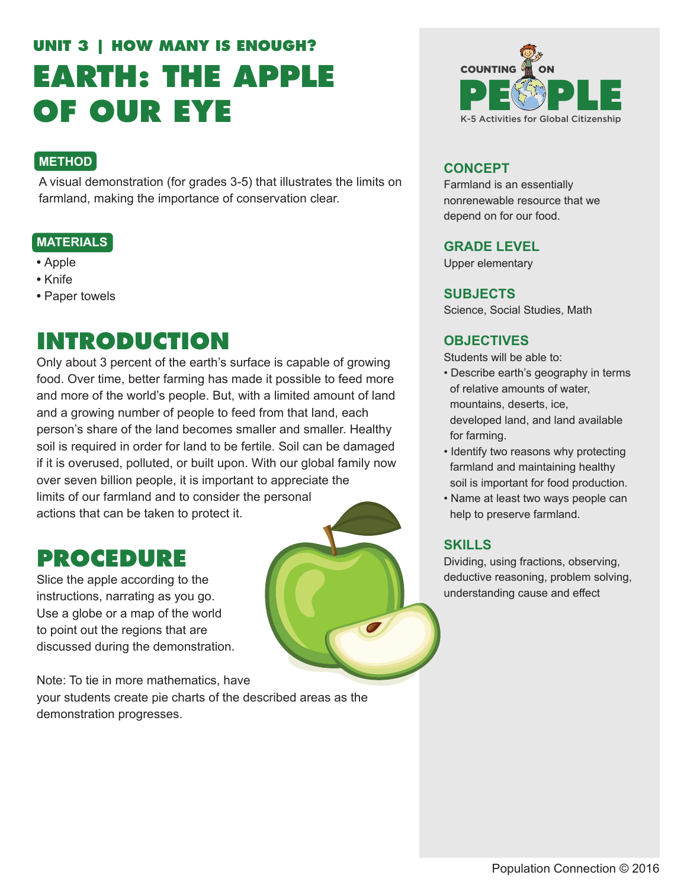## UNIT 3 | HOW MANY IS ENOUGH?

# EARTH: THE APPLE OF OUR EYE

**METHOD**

A visual demonstration (for grades 3-5) that illustrates the limits on farmland, making the importance of conservation clear.

**MATERIALS**

- Apple
- Knife
- Paper towels

## INTRODUCTION

Only about 3 percent of the earth's surface is capable of growing food. Over time, better farming has made it possible to feed more and more of the world's people. But, with a limited amount of land and a growing number of people to feed from that land, each person's share of the land becomes smaller and smaller. Healthy soil is required in order for land to be fertile. Soil can be damaged if it is overused, polluted, or built upon. With our global family now over seven billion people, it is important to appreciate the limits of our farmland and to consider the personal actions that can be taken to protect it.

## PROCEDURE

Slice the apple according to the instructions, narrating as you go. Use a globe or a map of the world to point out the regions that are discussed during the demonstration.

Note: To tie in more mathematics, have your students create pie charts of the described areas as the demonstration progresses.

COUNTING ON PEOPLE
K-5 Activities for Global Citizenship

### CONCEPT

Farmland is an essentially nonrenewable resource that we depend on for our food.

### GRADE LEVEL

Upper elementary

### SUBJECTS

Science, Social Studies, Math

### OBJECTIVES

Students will be able to:

- Describe earth's geography in terms of relative amounts of water, mountains, deserts, ice, developed land, and land available for farming.
- Identify two reasons why protecting farmland and maintaining healthy soil is important for food production.
- Name at least two ways people can help to preserve farmland.

### SKILLS

Dividing, using fractions, observing, deductive reasoning, problem solving, understanding cause and effect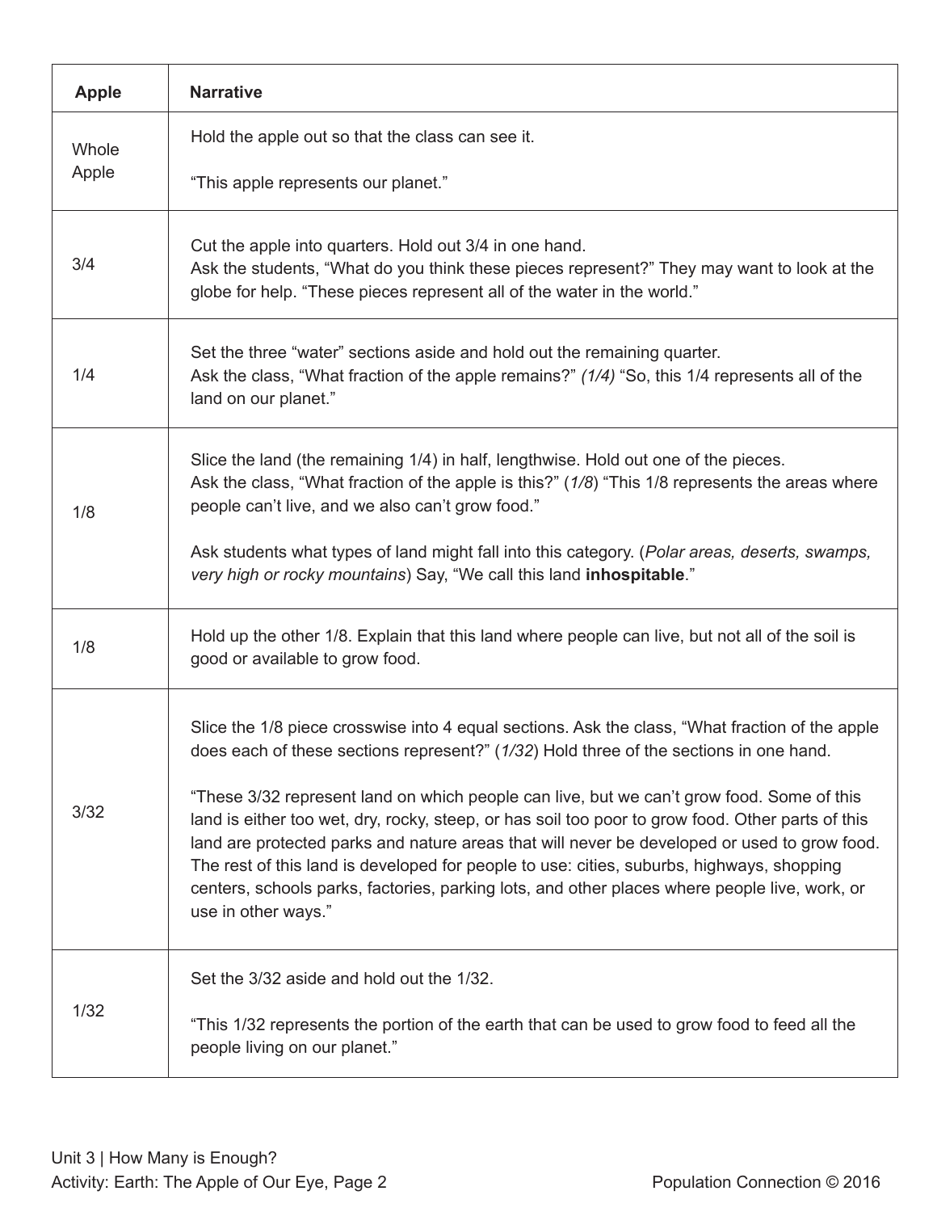| Apple | Narrative |
|---|---|
| Whole Apple | Hold the apple out so that the class can see it.<br><br>"This apple represents our planet." |
| 3/4 | Cut the apple into quarters. Hold out 3/4 in one hand.<br>Ask the students, "What do you think these pieces represent?" They may want to look at the globe for help. "These pieces represent all of the water in the world." |
| 1/4 | Set the three "water" sections aside and hold out the remaining quarter.<br>Ask the class, "What fraction of the apple remains?" *(1/4)* "So, this 1/4 represents all of the land on our planet." |
| 1/8 | Slice the land (the remaining 1/4) in half, lengthwise. Hold out one of the pieces.<br>Ask the class, "What fraction of the apple is this?" (*1/8*) "This 1/8 represents the areas where people can't live, and we also can't grow food."<br><br>Ask students what types of land might fall into this category. (*Polar areas, deserts, swamps, very high or rocky mountains*) Say, "We call this land **inhospitable**." |
| 1/8 | Hold up the other 1/8. Explain that this land where people can live, but not all of the soil is good or available to grow food. |
| 3/32 | Slice the 1/8 piece crosswise into 4 equal sections. Ask the class, "What fraction of the apple does each of these sections represent?" (*1/32*) Hold three of the sections in one hand.<br><br>"These 3/32 represent land on which people can live, but we can't grow food. Some of this land is either too wet, dry, rocky, steep, or has soil too poor to grow food. Other parts of this land are protected parks and nature areas that will never be developed or used to grow food. The rest of this land is developed for people to use: cities, suburbs, highways, shopping centers, schools parks, factories, parking lots, and other places where people live, work, or use in other ways." |
| 1/32 | Set the 3/32 aside and hold out the 1/32.<br><br>"This 1/32 represents the portion of the earth that can be used to grow food to feed all the people living on our planet." |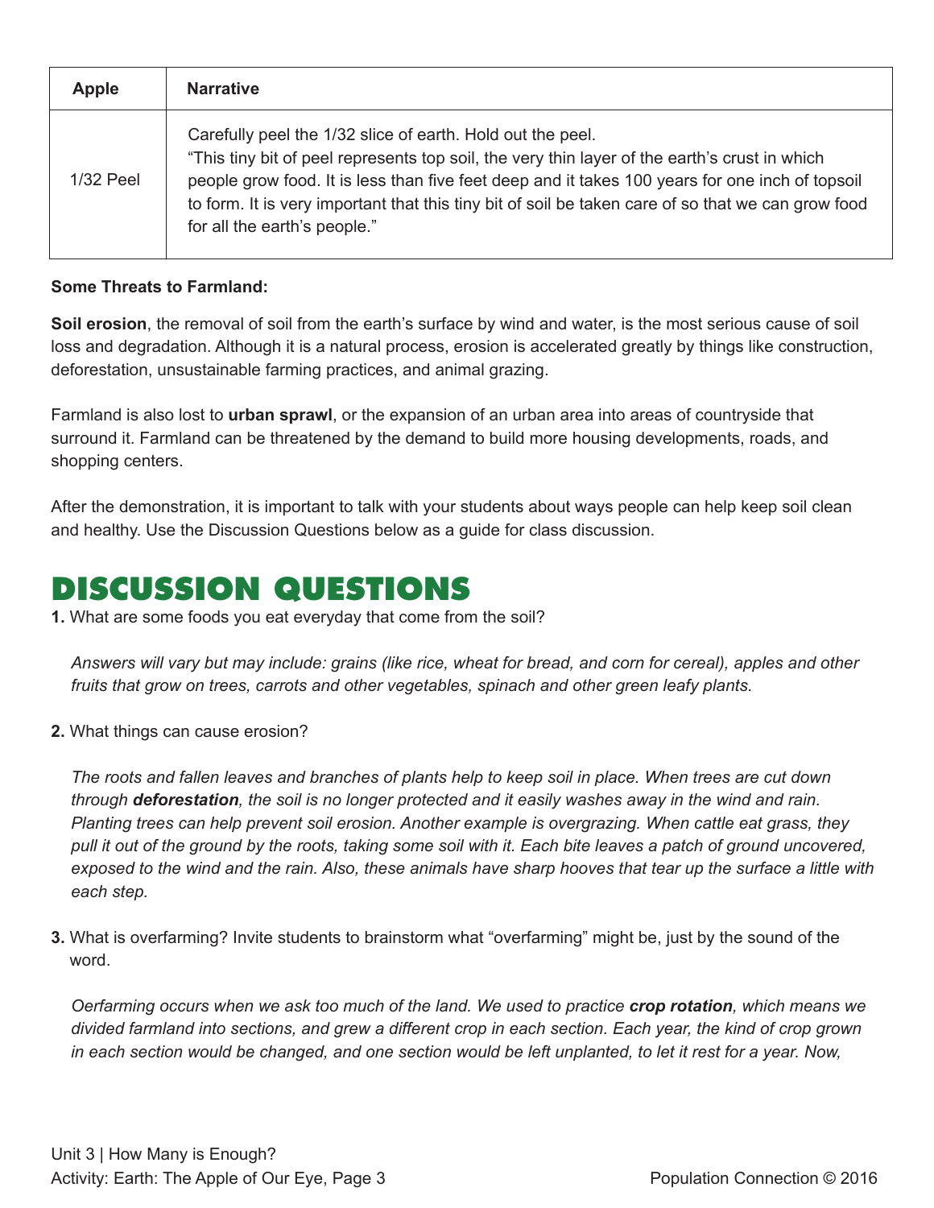| Apple | Narrative |
|---|---|
| 1/32 Peel | Carefully peel the 1/32 slice of earth. Hold out the peel.<br>"This tiny bit of peel represents top soil, the very thin layer of the earth's crust in which people grow food. It is less than five feet deep and it takes 100 years for one inch of topsoil to form. It is very important that this tiny bit of soil be taken care of so that we can grow food for all the earth's people." |

**Some Threats to Farmland:**

**Soil erosion**, the removal of soil from the earth's surface by wind and water, is the most serious cause of soil loss and degradation. Although it is a natural process, erosion is accelerated greatly by things like construction, deforestation, unsustainable farming practices, and animal grazing.

Farmland is also lost to **urban sprawl**, or the expansion of an urban area into areas of countryside that surround it. Farmland can be threatened by the demand to build more housing developments, roads, and shopping centers.

After the demonstration, it is important to talk with your students about ways people can help keep soil clean and healthy. Use the Discussion Questions below as a guide for class discussion.

# DISCUSSION QUESTIONS

**1.** What are some foods you eat everyday that come from the soil?

*Answers will vary but may include: grains (like rice, wheat for bread, and corn for cereal), apples and other fruits that grow on trees, carrots and other vegetables, spinach and other green leafy plants.*

**2.** What things can cause erosion?

*The roots and fallen leaves and branches of plants help to keep soil in place. When trees are cut down through **deforestation**, the soil is no longer protected and it easily washes away in the wind and rain. Planting trees can help prevent soil erosion. Another example is overgrazing. When cattle eat grass, they pull it out of the ground by the roots, taking some soil with it. Each bite leaves a patch of ground uncovered, exposed to the wind and the rain. Also, these animals have sharp hooves that tear up the surface a little with each step.*

**3.** What is overfarming? Invite students to brainstorm what "overfarming" might be, just by the sound of the word.

*Oerfarming occurs when we ask too much of the land. We used to practice **crop rotation**, which means we divided farmland into sections, and grew a different crop in each section. Each year, the kind of crop grown in each section would be changed, and one section would be left unplanted, to let it rest for a year. Now,*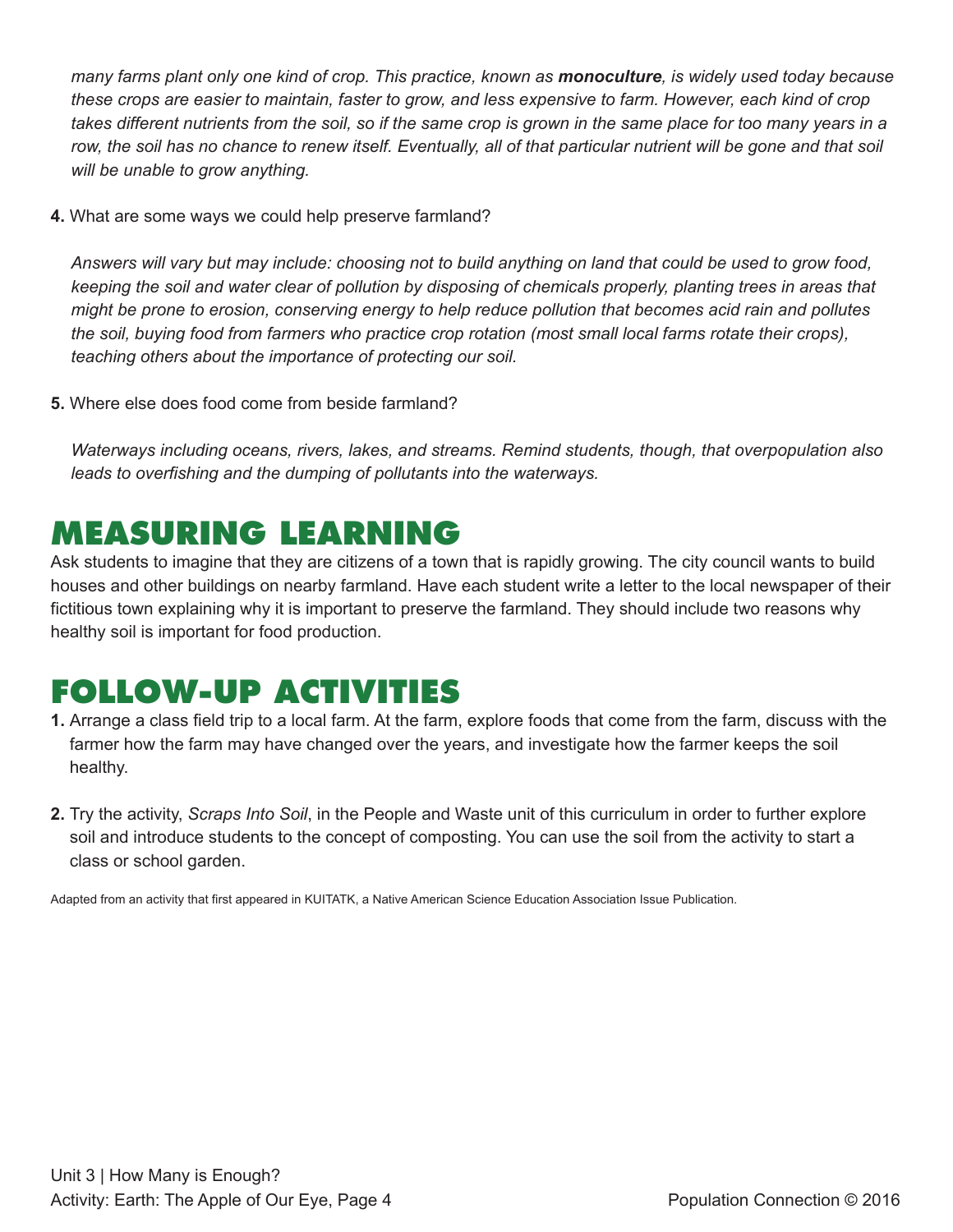*many farms plant only one kind of crop. This practice, known as **monoculture**, is widely used today because these crops are easier to maintain, faster to grow, and less expensive to farm. However, each kind of crop takes different nutrients from the soil, so if the same crop is grown in the same place for too many years in a row, the soil has no chance to renew itself. Eventually, all of that particular nutrient will be gone and that soil will be unable to grow anything.*

**4.** What are some ways we could help preserve farmland?

*Answers will vary but may include: choosing not to build anything on land that could be used to grow food, keeping the soil and water clear of pollution by disposing of chemicals properly, planting trees in areas that might be prone to erosion, conserving energy to help reduce pollution that becomes acid rain and pollutes the soil, buying food from farmers who practice crop rotation (most small local farms rotate their crops), teaching others about the importance of protecting our soil.*

**5.** Where else does food come from beside farmland?

*Waterways including oceans, rivers, lakes, and streams. Remind students, though, that overpopulation also leads to overfishing and the dumping of pollutants into the waterways.*

## MEASURING LEARNING

Ask students to imagine that they are citizens of a town that is rapidly growing. The city council wants to build houses and other buildings on nearby farmland. Have each student write a letter to the local newspaper of their fictitious town explaining why it is important to preserve the farmland. They should include two reasons why healthy soil is important for food production.

## FOLLOW-UP ACTIVITIES

**1.** Arrange a class field trip to a local farm. At the farm, explore foods that come from the farm, discuss with the farmer how the farm may have changed over the years, and investigate how the farmer keeps the soil healthy.

**2.** Try the activity, *Scraps Into Soil*, in the People and Waste unit of this curriculum in order to further explore soil and introduce students to the concept of composting. You can use the soil from the activity to start a class or school garden.

Adapted from an activity that first appeared in KUITATK, a Native American Science Education Association Issue Publication.